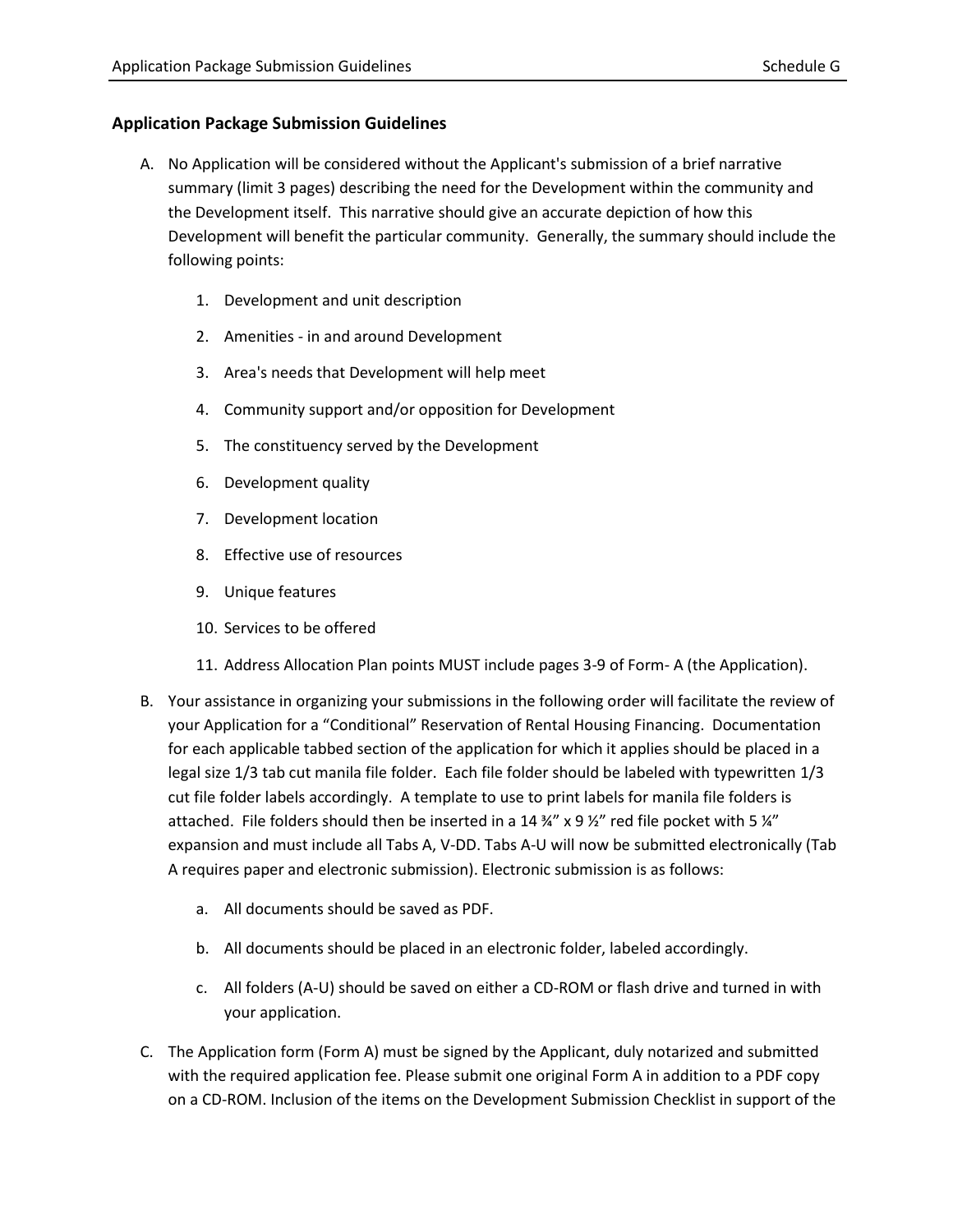## Application Package Submission Guidelines

A. No Application will be considered without the Applicant's submission of a brief narrative summary (limit 3 pages) describing the need for the Development within the community and the Development itself. This narrative should give an accurate depiction of how this Development will benefit the particular community. Generally, the summary should include the following points:

   1. Development and unit description
   2. Amenities - in and around Development
   3. Area's needs that Development will help meet
   4. Community support and/or opposition for Development
   5. The constituency served by the Development
   6. Development quality
   7. Development location
   8. Effective use of resources
   9. Unique features
   10. Services to be offered
   11. Address Allocation Plan points MUST include pages 3-9 of Form- A (the Application).

B. Your assistance in organizing your submissions in the following order will facilitate the review of your Application for a "Conditional" Reservation of Rental Housing Financing. Documentation for each applicable tabbed section of the application for which it applies should be placed in a legal size 1/3 tab cut manila file folder. Each file folder should be labeled with typewritten 1/3 cut file folder labels accordingly. A template to use to print labels for manila file folders is attached. File folders should then be inserted in a 14 ¾" x 9 ½" red file pocket with 5 ¼" expansion and must include all Tabs A, V-DD. Tabs A-U will now be submitted electronically (Tab A requires paper and electronic submission). Electronic submission is as follows:

   a. All documents should be saved as PDF.
   b. All documents should be placed in an electronic folder, labeled accordingly.
   c. All folders (A-U) should be saved on either a CD-ROM or flash drive and turned in with your application.

C. The Application form (Form A) must be signed by the Applicant, duly notarized and submitted with the required application fee. Please submit one original Form A in addition to a PDF copy on a CD-ROM. Inclusion of the items on the Development Submission Checklist in support of the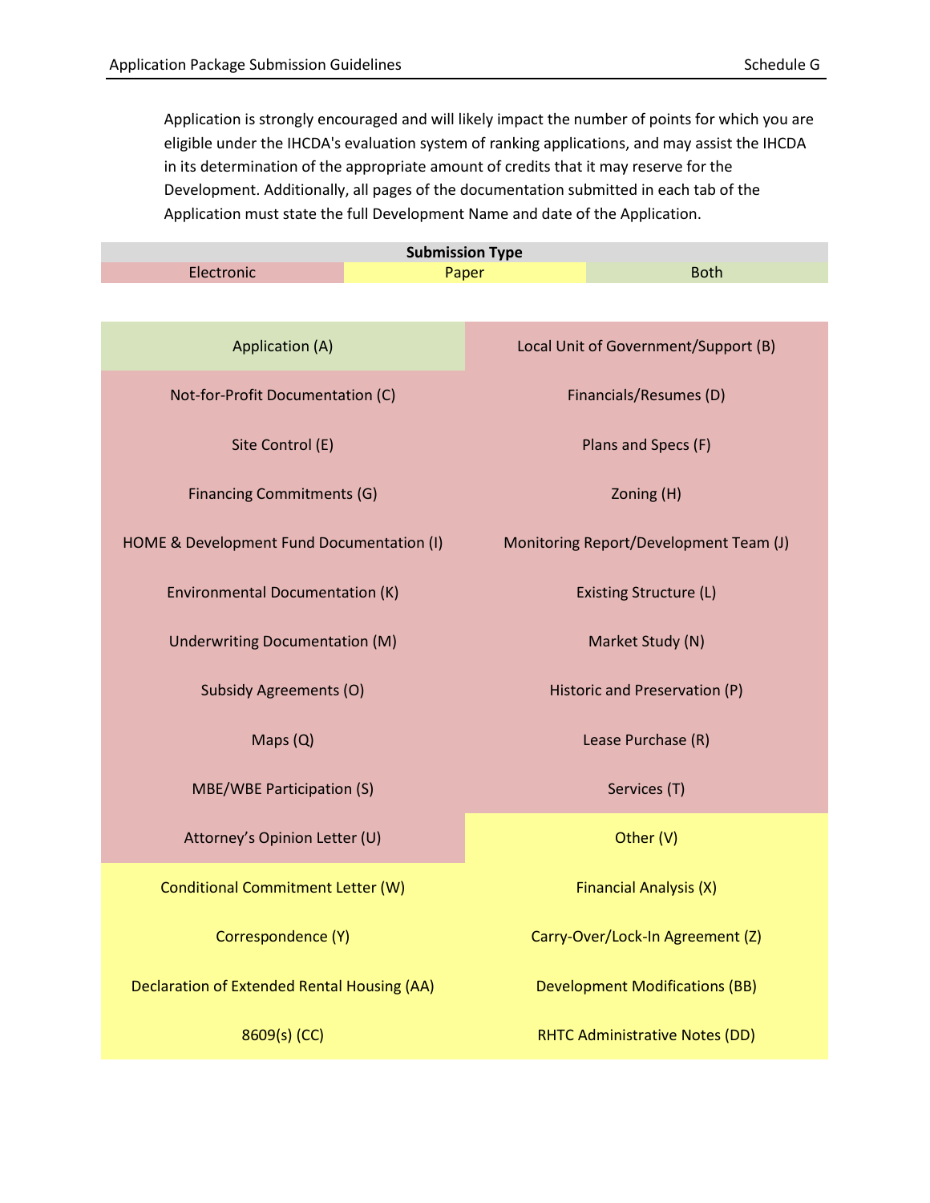Application is strongly encouraged and will likely impact the number of points for which you are eligible under the IHCDA's evaluation system of ranking applications, and may assist the IHCDA in its determination of the appropriate amount of credits that it may reserve for the Development. Additionally, all pages of the documentation submitted in each tab of the Application must state the full Development Name and date of the Application.

| Submission Type | | |
|---|---|---|
| Electronic | Paper | Both |

| | |
|---|---|
| Application (A) | Local Unit of Government/Support (B) |
| Not-for-Profit Documentation (C) | Financials/Resumes (D) |
| Site Control (E) | Plans and Specs (F) |
| Financing Commitments (G) | Zoning (H) |
| HOME & Development Fund Documentation (I) | Monitoring Report/Development Team (J) |
| Environmental Documentation (K) | Existing Structure (L) |
| Underwriting Documentation (M) | Market Study (N) |
| Subsidy Agreements (O) | Historic and Preservation (P) |
| Maps (Q) | Lease Purchase (R) |
| MBE/WBE Participation (S) | Services (T) |
| Attorney's Opinion Letter (U) | Other (V) |
| Conditional Commitment Letter (W) | Financial Analysis (X) |
| Correspondence (Y) | Carry-Over/Lock-In Agreement (Z) |
| Declaration of Extended Rental Housing (AA) | Development Modifications (BB) |
| 8609(s) (CC) | RHTC Administrative Notes (DD) |